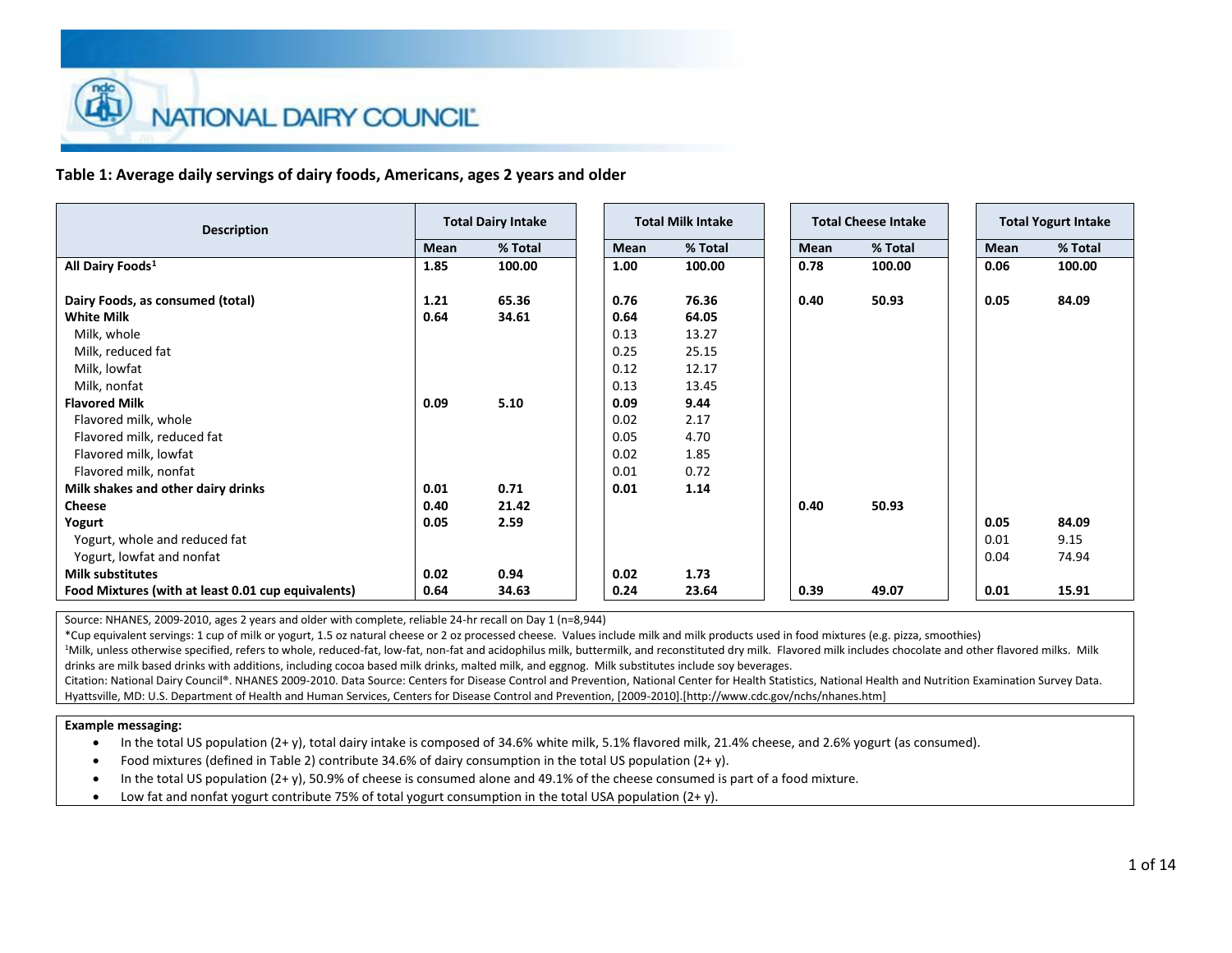NATIONAL DAIRY COUNCIL

**Table 1: Average daily servings of dairy foods, Americans, ages 2 years and older**

| Description | Total Dairy Intake | | Total Milk Intake | | Total Cheese Intake | | Total Yogurt Intake | |
|---|---|---|---|---|---|---|---|---|
| | Mean | % Total | Mean | % Total | Mean | % Total | Mean | % Total |
| **All Dairy Foods[1]** | **1.85** | **100.00** | **1.00** | **100.00** | **0.78** | **100.00** | **0.06** | **100.00** |
| | | | | | | | | |
| **Dairy Foods, as consumed (total)** | **1.21** | **65.36** | **0.76** | **76.36** | **0.40** | **50.93** | **0.05** | **84.09** |
| **White Milk** | **0.64** | **34.61** | **0.64** | **64.05** | | | | |
| Milk, whole | | | 0.13 | 13.27 | | | | |
| Milk, reduced fat | | | 0.25 | 25.15 | | | | |
| Milk, lowfat | | | 0.12 | 12.17 | | | | |
| Milk, nonfat | | | 0.13 | 13.45 | | | | |
| **Flavored Milk** | **0.09** | **5.10** | **0.09** | **9.44** | | | | |
| Flavored milk, whole | | | 0.02 | 2.17 | | | | |
| Flavored milk, reduced fat | | | 0.05 | 4.70 | | | | |
| Flavored milk, lowfat | | | 0.02 | 1.85 | | | | |
| Flavored milk, nonfat | | | 0.01 | 0.72 | | | | |
| **Milk shakes and other dairy drinks** | **0.01** | **0.71** | **0.01** | **1.14** | | | | |
| **Cheese** | **0.40** | **21.42** | | | **0.40** | **50.93** | | |
| **Yogurt** | **0.05** | **2.59** | | | | | **0.05** | **84.09** |
| Yogurt, whole and reduced fat | | | | | | | 0.01 | 9.15 |
| Yogurt, lowfat and nonfat | | | | | | | 0.04 | 74.94 |
| **Milk substitutes** | **0.02** | **0.94** | **0.02** | **1.73** | | | | |
| **Food Mixtures (with at least 0.01 cup equivalents)** | **0.64** | **34.63** | **0.24** | **23.64** | **0.39** | **49.07** | **0.01** | **15.91** |

Source: NHANES, 2009-2010, ages 2 years and older with complete, reliable 24-hr recall on Day 1 (n=8,944)

*Cup equivalent servings: 1 cup of milk or yogurt, 1.5 oz natural cheese or 2 oz processed cheese. Values include milk and milk products used in food mixtures (e.g. pizza, smoothies)

[1]Milk, unless otherwise specified, refers to whole, reduced-fat, low-fat, non-fat and acidophilus milk, buttermilk, and reconstituted dry milk. Flavored milk includes chocolate and other flavored milks. Milk drinks are milk based drinks with additions, including cocoa based milk drinks, malted milk, and eggnog. Milk substitutes include soy beverages.

Citation: National Dairy Council®. NHANES 2009-2010. Data Source: Centers for Disease Control and Prevention, National Center for Health Statistics, National Health and Nutrition Examination Survey Data. Hyattsville, MD: U.S. Department of Health and Human Services, Centers for Disease Control and Prevention, [2009-2010].[http://www.cdc.gov/nchs/nhanes.htm]

**Example messaging:**

- In the total US population (2+ y), total dairy intake is composed of 34.6% white milk, 5.1% flavored milk, 21.4% cheese, and 2.6% yogurt (as consumed).
- Food mixtures (defined in Table 2) contribute 34.6% of dairy consumption in the total US population (2+ y).
- In the total US population (2+ y), 50.9% of cheese is consumed alone and 49.1% of the cheese consumed is part of a food mixture.
- Low fat and nonfat yogurt contribute 75% of total yogurt consumption in the total USA population (2+ y).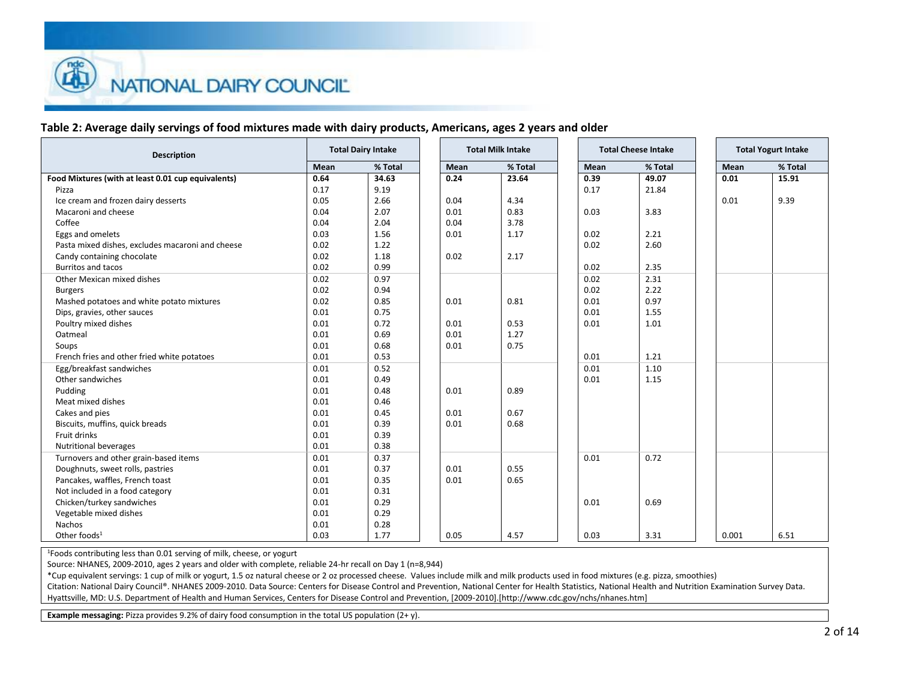NATIONAL DAIRY COUNCIL

### Table 2: Average daily servings of food mixtures made with dairy products, Americans, ages 2 years and older

| Description | Total Dairy Intake | | Total Milk Intake | | Total Cheese Intake | | Total Yogurt Intake | |
|---|---|---|---|---|---|---|---|---|
| | Mean | % Total | Mean | % Total | Mean | % Total | Mean | % Total |
| **Food Mixtures (with at least 0.01 cup equivalents)** | **0.64** | **34.63** | **0.24** | **23.64** | **0.39** | **49.07** | **0.01** | **15.91** |
| Pizza | 0.17 | 9.19 | | | 0.17 | 21.84 | | |
| Ice cream and frozen dairy desserts | 0.05 | 2.66 | 0.04 | 4.34 | | | 0.01 | 9.39 |
| Macaroni and cheese | 0.04 | 2.07 | 0.01 | 0.83 | 0.03 | 3.83 | | |
| Coffee | 0.04 | 2.04 | 0.04 | 3.78 | | | | |
| Eggs and omelets | 0.03 | 1.56 | 0.01 | 1.17 | 0.02 | 2.21 | | |
| Pasta mixed dishes, excludes macaroni and cheese | 0.02 | 1.22 | | | 0.02 | 2.60 | | |
| Candy containing chocolate | 0.02 | 1.18 | 0.02 | 2.17 | | | | |
| Burritos and tacos | 0.02 | 0.99 | | | 0.02 | 2.35 | | |
| Other Mexican mixed dishes | 0.02 | 0.97 | | | 0.02 | 2.31 | | |
| Burgers | 0.02 | 0.94 | | | 0.02 | 2.22 | | |
| Mashed potatoes and white potato mixtures | 0.02 | 0.85 | 0.01 | 0.81 | 0.01 | 0.97 | | |
| Dips, gravies, other sauces | 0.01 | 0.75 | | | 0.01 | 1.55 | | |
| Poultry mixed dishes | 0.01 | 0.72 | 0.01 | 0.53 | 0.01 | 1.01 | | |
| Oatmeal | 0.01 | 0.69 | 0.01 | 1.27 | | | | |
| Soups | 0.01 | 0.68 | 0.01 | 0.75 | | | | |
| French fries and other fried white potatoes | 0.01 | 0.53 | | | 0.01 | 1.21 | | |
| Egg/breakfast sandwiches | 0.01 | 0.52 | | | 0.01 | 1.10 | | |
| Other sandwiches | 0.01 | 0.49 | | | 0.01 | 1.15 | | |
| Pudding | 0.01 | 0.48 | 0.01 | 0.89 | | | | |
| Meat mixed dishes | 0.01 | 0.46 | | | | | | |
| Cakes and pies | 0.01 | 0.45 | 0.01 | 0.67 | | | | |
| Biscuits, muffins, quick breads | 0.01 | 0.39 | 0.01 | 0.68 | | | | |
| Fruit drinks | 0.01 | 0.39 | | | | | | |
| Nutritional beverages | 0.01 | 0.38 | | | | | | |
| Turnovers and other grain-based items | 0.01 | 0.37 | | | 0.01 | 0.72 | | |
| Doughnuts, sweet rolls, pastries | 0.01 | 0.37 | 0.01 | 0.55 | | | | |
| Pancakes, waffles, French toast | 0.01 | 0.35 | 0.01 | 0.65 | | | | |
| Not included in a food category | 0.01 | 0.31 | | | | | | |
| Chicken/turkey sandwiches | 0.01 | 0.29 | | | 0.01 | 0.69 | | |
| Vegetable mixed dishes | 0.01 | 0.29 | | | | | | |
| Nachos | 0.01 | 0.28 | | | | | | |
| Other foods[1] | 0.03 | 1.77 | 0.05 | 4.57 | 0.03 | 3.31 | 0.001 | 6.51 |

[1]Foods contributing less than 0.01 serving of milk, cheese, or yogurt

Source: NHANES, 2009-2010, ages 2 years and older with complete, reliable 24-hr recall on Day 1 (n=8,944)

*Cup equivalent servings: 1 cup of milk or yogurt, 1.5 oz natural cheese or 2 oz processed cheese. Values include milk and milk products used in food mixtures (e.g. pizza, smoothies)

Citation: National Dairy Council®. NHANES 2009-2010. Data Source: Centers for Disease Control and Prevention, National Center for Health Statistics, National Health and Nutrition Examination Survey Data. Hyattsville, MD: U.S. Department of Health and Human Services, Centers for Disease Control and Prevention, [2009-2010].[http://www.cdc.gov/nchs/nhanes.htm]

**Example messaging:** Pizza provides 9.2% of dairy food consumption in the total US population (2+ y).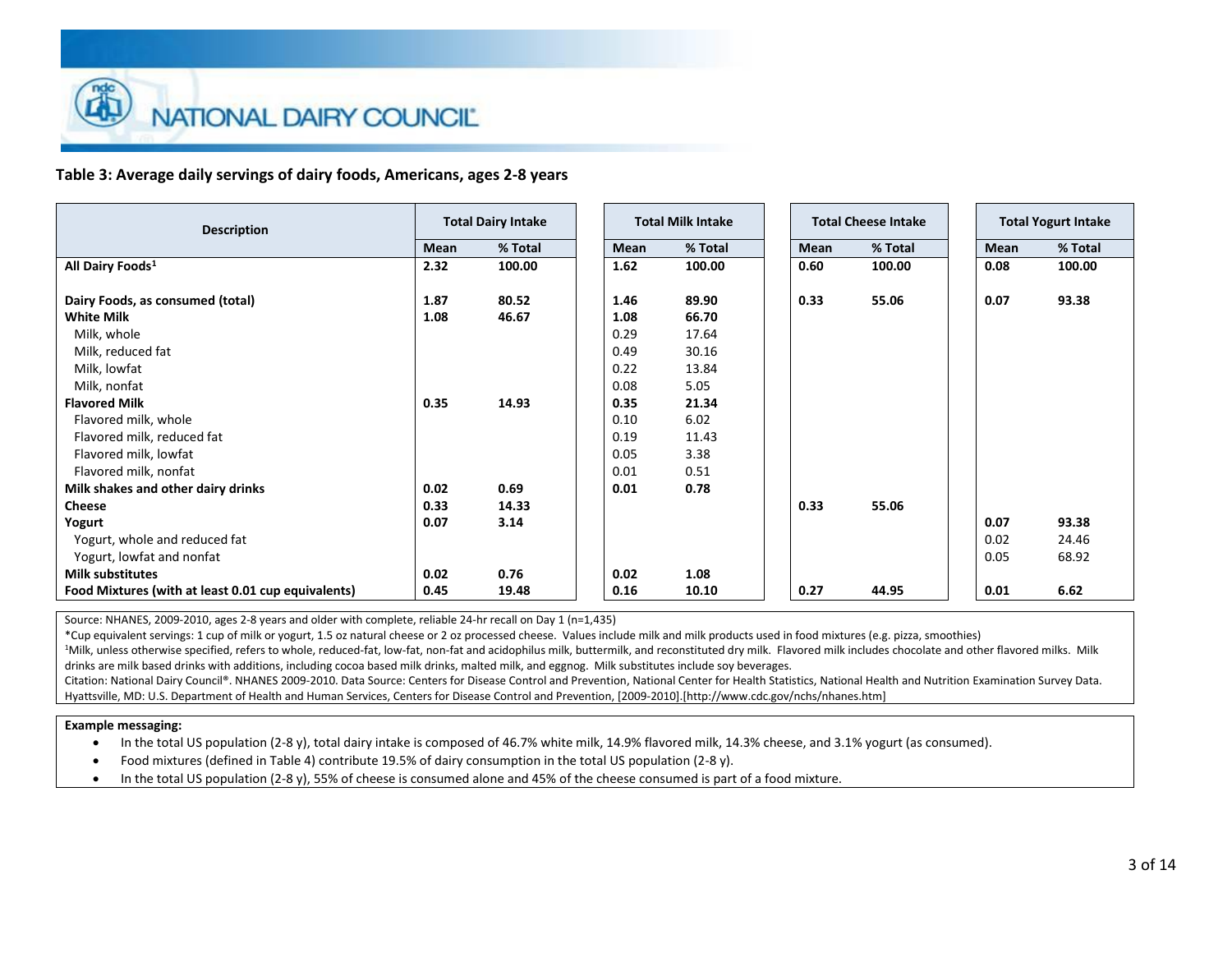NATIONAL DAIRY COUNCIL

**Table 3: Average daily servings of dairy foods, Americans, ages 2-8 years**

| Description | Total Dairy Intake | | Total Milk Intake | | Total Cheese Intake | | Total Yogurt Intake | |
|---|---|---|---|---|---|---|---|---|
| | Mean | % Total | Mean | % Total | Mean | % Total | Mean | % Total |
| **All Dairy Foods[1]** | **2.32** | **100.00** | **1.62** | **100.00** | **0.60** | **100.00** | **0.08** | **100.00** |
| **Dairy Foods, as consumed (total)** | **1.87** | **80.52** | **1.46** | **89.90** | **0.33** | **55.06** | **0.07** | **93.38** |
| **White Milk** | **1.08** | **46.67** | **1.08** | **66.70** | | | | |
| Milk, whole | | | 0.29 | 17.64 | | | | |
| Milk, reduced fat | | | 0.49 | 30.16 | | | | |
| Milk, lowfat | | | 0.22 | 13.84 | | | | |
| Milk, nonfat | | | 0.08 | 5.05 | | | | |
| **Flavored Milk** | **0.35** | **14.93** | **0.35** | **21.34** | | | | |
| Flavored milk, whole | | | 0.10 | 6.02 | | | | |
| Flavored milk, reduced fat | | | 0.19 | 11.43 | | | | |
| Flavored milk, lowfat | | | 0.05 | 3.38 | | | | |
| Flavored milk, nonfat | | | 0.01 | 0.51 | | | | |
| **Milk shakes and other dairy drinks** | **0.02** | **0.69** | **0.01** | **0.78** | | | | |
| **Cheese** | **0.33** | **14.33** | | | **0.33** | **55.06** | | |
| **Yogurt** | **0.07** | **3.14** | | | | | **0.07** | **93.38** |
| Yogurt, whole and reduced fat | | | | | | | 0.02 | 24.46 |
| Yogurt, lowfat and nonfat | | | | | | | 0.05 | 68.92 |
| **Milk substitutes** | **0.02** | **0.76** | **0.02** | **1.08** | | | | |
| **Food Mixtures (with at least 0.01 cup equivalents)** | **0.45** | **19.48** | **0.16** | **10.10** | **0.27** | **44.95** | **0.01** | **6.62** |

Source: NHANES, 2009-2010, ages 2-8 years and older with complete, reliable 24-hr recall on Day 1 (n=1,435)

*Cup equivalent servings: 1 cup of milk or yogurt, 1.5 oz natural cheese or 2 oz processed cheese. Values include milk and milk products used in food mixtures (e.g. pizza, smoothies)

[1]Milk, unless otherwise specified, refers to whole, reduced-fat, low-fat, non-fat and acidophilus milk, buttermilk, and reconstituted dry milk. Flavored milk includes chocolate and other flavored milks. Milk drinks are milk based drinks with additions, including cocoa based milk drinks, malted milk, and eggnog. Milk substitutes include soy beverages.

Citation: National Dairy Council®. NHANES 2009-2010. Data Source: Centers for Disease Control and Prevention, National Center for Health Statistics, National Health and Nutrition Examination Survey Data. Hyattsville, MD: U.S. Department of Health and Human Services, Centers for Disease Control and Prevention, [2009-2010].[http://www.cdc.gov/nchs/nhanes.htm]

**Example messaging:**

- In the total US population (2-8 y), total dairy intake is composed of 46.7% white milk, 14.9% flavored milk, 14.3% cheese, and 3.1% yogurt (as consumed).
- Food mixtures (defined in Table 4) contribute 19.5% of dairy consumption in the total US population (2-8 y).
- In the total US population (2-8 y), 55% of cheese is consumed alone and 45% of the cheese consumed is part of a food mixture.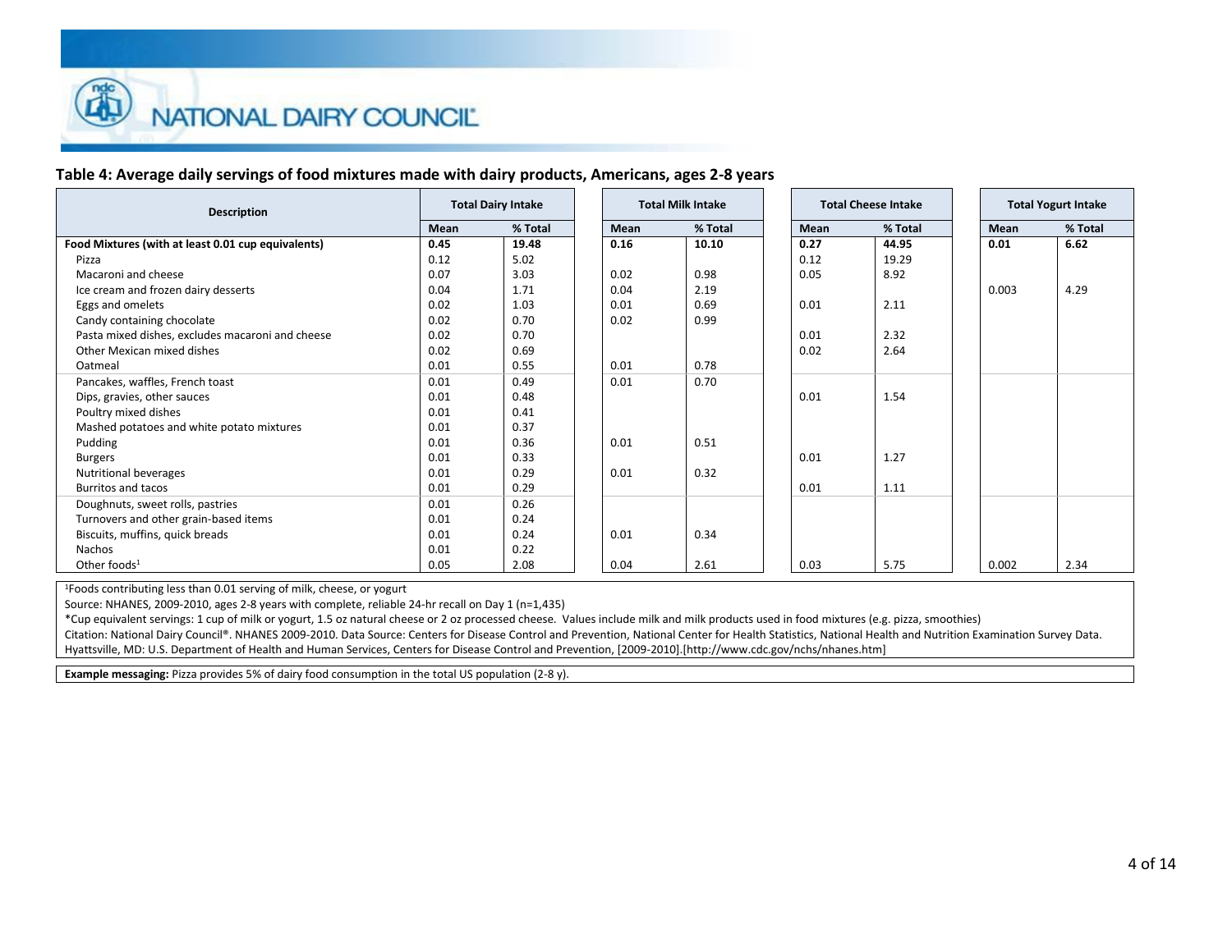**Table 4: Average daily servings of food mixtures made with dairy products, Americans, ages 2-8 years**

| Description | Total Dairy Intake | | Total Milk Intake | | Total Cheese Intake | | Total Yogurt Intake | |
|---|---|---|---|---|---|---|---|---|
| | Mean | % Total | Mean | % Total | Mean | % Total | Mean | % Total |
| **Food Mixtures (with at least 0.01 cup equivalents)** | **0.45** | **19.48** | **0.16** | **10.10** | **0.27** | **44.95** | **0.01** | **6.62** |
| Pizza | 0.12 | 5.02 | | | 0.12 | 19.29 | | |
| Macaroni and cheese | 0.07 | 3.03 | 0.02 | 0.98 | 0.05 | 8.92 | | |
| Ice cream and frozen dairy desserts | 0.04 | 1.71 | 0.04 | 2.19 | | | 0.003 | 4.29 |
| Eggs and omelets | 0.02 | 1.03 | 0.01 | 0.69 | 0.01 | 2.11 | | |
| Candy containing chocolate | 0.02 | 0.70 | 0.02 | 0.99 | | | | |
| Pasta mixed dishes, excludes macaroni and cheese | 0.02 | 0.70 | | | 0.01 | 2.32 | | |
| Other Mexican mixed dishes | 0.02 | 0.69 | | | 0.02 | 2.64 | | |
| Oatmeal | 0.01 | 0.55 | 0.01 | 0.78 | | | | |
| Pancakes, waffles, French toast | 0.01 | 0.49 | 0.01 | 0.70 | | | | |
| Dips, gravies, other sauces | 0.01 | 0.48 | | | 0.01 | 1.54 | | |
| Poultry mixed dishes | 0.01 | 0.41 | | | | | | |
| Mashed potatoes and white potato mixtures | 0.01 | 0.37 | | | | | | |
| Pudding | 0.01 | 0.36 | 0.01 | 0.51 | | | | |
| Burgers | 0.01 | 0.33 | | | 0.01 | 1.27 | | |
| Nutritional beverages | 0.01 | 0.29 | 0.01 | 0.32 | | | | |
| Burritos and tacos | 0.01 | 0.29 | | | 0.01 | 1.11 | | |
| Doughnuts, sweet rolls, pastries | 0.01 | 0.26 | | | | | | |
| Turnovers and other grain-based items | 0.01 | 0.24 | | | | | | |
| Biscuits, muffins, quick breads | 0.01 | 0.24 | 0.01 | 0.34 | | | | |
| Nachos | 0.01 | 0.22 | | | | | | |
| Other foods[1] | 0.05 | 2.08 | 0.04 | 2.61 | 0.03 | 5.75 | 0.002 | 2.34 |

[1]Foods contributing less than 0.01 serving of milk, cheese, or yogurt

Source: NHANES, 2009-2010, ages 2-8 years with complete, reliable 24-hr recall on Day 1 (n=1,435)

*Cup equivalent servings: 1 cup of milk or yogurt, 1.5 oz natural cheese or 2 oz processed cheese. Values include milk and milk products used in food mixtures (e.g. pizza, smoothies)

Citation: National Dairy Council®. NHANES 2009-2010. Data Source: Centers for Disease Control and Prevention, National Center for Health Statistics, National Health and Nutrition Examination Survey Data. Hyattsville, MD: U.S. Department of Health and Human Services, Centers for Disease Control and Prevention, [2009-2010].[http://www.cdc.gov/nchs/nhanes.htm]

**Example messaging:** Pizza provides 5% of dairy food consumption in the total US population (2-8 y).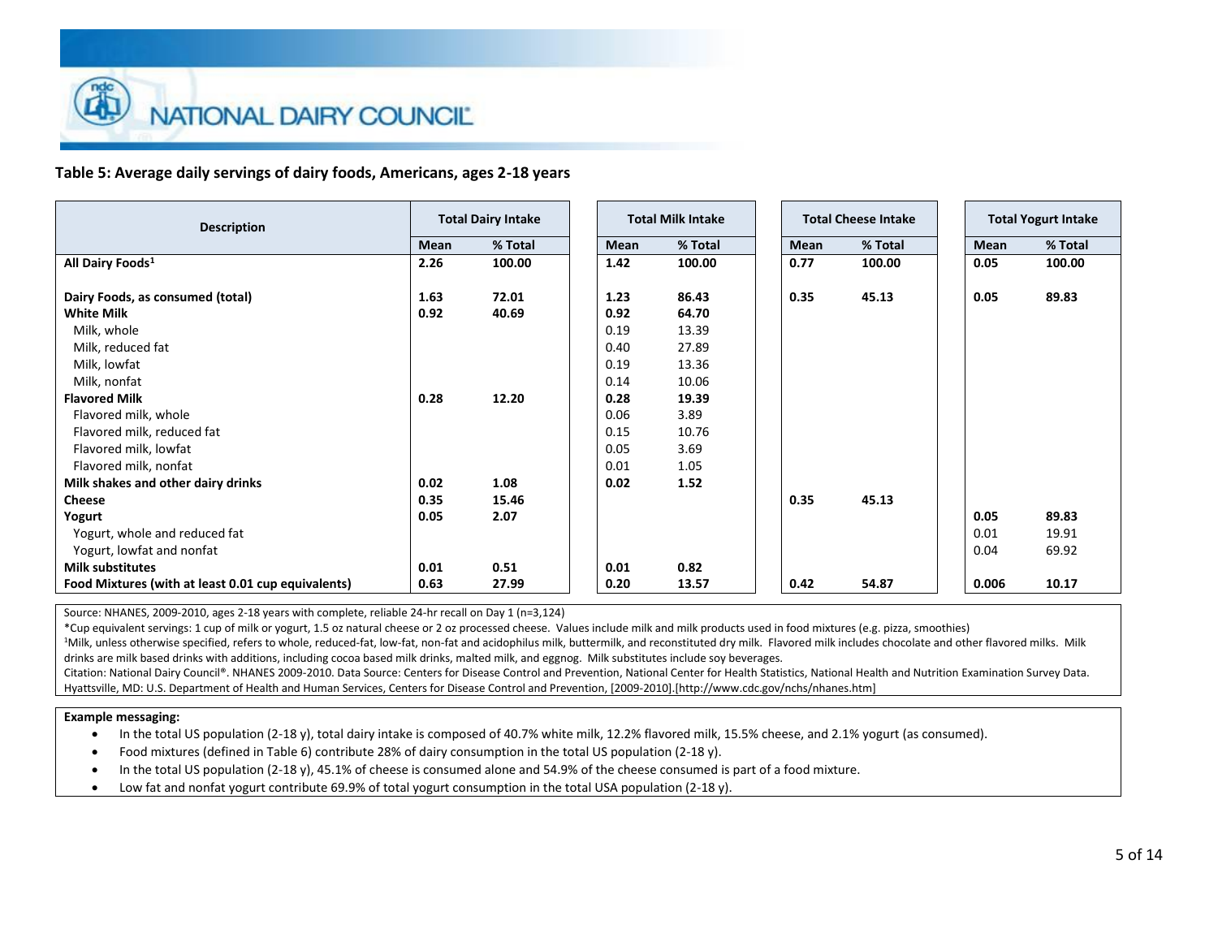**Table 5: Average daily servings of dairy foods, Americans, ages 2-18 years**

| Description | Total Dairy Intake | | Total Milk Intake | | Total Cheese Intake | | Total Yogurt Intake | |
|---|---|---|---|---|---|---|---|---|
| | Mean | % Total | Mean | % Total | Mean | % Total | Mean | % Total |
| **All Dairy Foods[1]** | **2.26** | **100.00** | **1.42** | **100.00** | **0.77** | **100.00** | **0.05** | **100.00** |
| | | | | | | | | |
| **Dairy Foods, as consumed (total)** | **1.63** | **72.01** | **1.23** | **86.43** | **0.35** | **45.13** | **0.05** | **89.83** |
| **White Milk** | **0.92** | **40.69** | **0.92** | **64.70** | | | | |
| Milk, whole | | | 0.19 | 13.39 | | | | |
| Milk, reduced fat | | | 0.40 | 27.89 | | | | |
| Milk, lowfat | | | 0.19 | 13.36 | | | | |
| Milk, nonfat | | | 0.14 | 10.06 | | | | |
| **Flavored Milk** | **0.28** | **12.20** | **0.28** | **19.39** | | | | |
| Flavored milk, whole | | | 0.06 | 3.89 | | | | |
| Flavored milk, reduced fat | | | 0.15 | 10.76 | | | | |
| Flavored milk, lowfat | | | 0.05 | 3.69 | | | | |
| Flavored milk, nonfat | | | 0.01 | 1.05 | | | | |
| **Milk shakes and other dairy drinks** | **0.02** | **1.08** | **0.02** | **1.52** | | | | |
| **Cheese** | **0.35** | **15.46** | | | **0.35** | **45.13** | | |
| **Yogurt** | **0.05** | **2.07** | | | | | **0.05** | **89.83** |
| Yogurt, whole and reduced fat | | | | | | | 0.01 | 19.91 |
| Yogurt, lowfat and nonfat | | | | | | | 0.04 | 69.92 |
| **Milk substitutes** | **0.01** | **0.51** | **0.01** | **0.82** | | | | |
| **Food Mixtures (with at least 0.01 cup equivalents)** | **0.63** | **27.99** | **0.20** | **13.57** | **0.42** | **54.87** | **0.006** | **10.17** |

Source: NHANES, 2009-2010, ages 2-18 years with complete, reliable 24-hr recall on Day 1 (n=3,124)
*Cup equivalent servings: 1 cup of milk or yogurt, 1.5 oz natural cheese or 2 oz processed cheese. Values include milk and milk products used in food mixtures (e.g. pizza, smoothies)
[1]Milk, unless otherwise specified, refers to whole, reduced-fat, low-fat, non-fat and acidophilus milk, buttermilk, and reconstituted dry milk. Flavored milk includes chocolate and other flavored milks. Milk drinks are milk based drinks with additions, including cocoa based milk drinks, malted milk, and eggnog. Milk substitutes include soy beverages.
Citation: National Dairy Council®. NHANES 2009-2010. Data Source: Centers for Disease Control and Prevention, National Center for Health Statistics, National Health and Nutrition Examination Survey Data. Hyattsville, MD: U.S. Department of Health and Human Services, Centers for Disease Control and Prevention, [2009-2010].[http://www.cdc.gov/nchs/nhanes.htm]

**Example messaging:**

- In the total US population (2-18 y), total dairy intake is composed of 40.7% white milk, 12.2% flavored milk, 15.5% cheese, and 2.1% yogurt (as consumed).
- Food mixtures (defined in Table 6) contribute 28% of dairy consumption in the total US population (2-18 y).
- In the total US population (2-18 y), 45.1% of cheese is consumed alone and 54.9% of the cheese consumed is part of a food mixture.
- Low fat and nonfat yogurt contribute 69.9% of total yogurt consumption in the total USA population (2-18 y).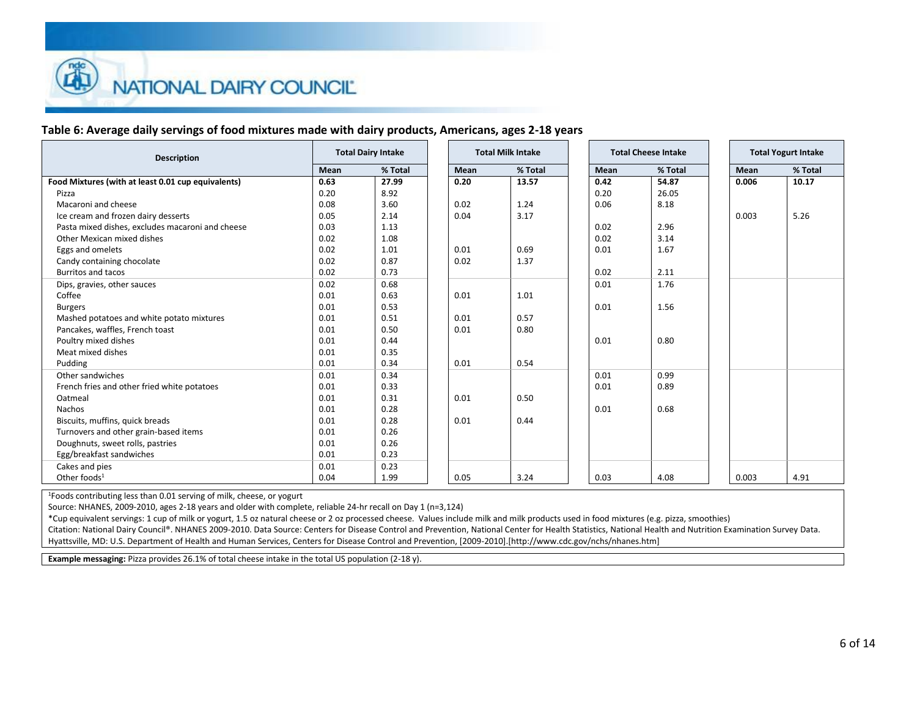**Table 6: Average daily servings of food mixtures made with dairy products, Americans, ages 2-18 years**

| Description | Total Dairy Intake | | Total Milk Intake | | Total Cheese Intake | | Total Yogurt Intake | |
|---|---|---|---|---|---|---|---|---|
| | Mean | % Total | Mean | % Total | Mean | % Total | Mean | % Total |
| **Food Mixtures (with at least 0.01 cup equivalents)** | **0.63** | **27.99** | **0.20** | **13.57** | **0.42** | **54.87** | **0.006** | **10.17** |
| Pizza | 0.20 | 8.92 | | | 0.20 | 26.05 | | |
| Macaroni and cheese | 0.08 | 3.60 | 0.02 | 1.24 | 0.06 | 8.18 | | |
| Ice cream and frozen dairy desserts | 0.05 | 2.14 | 0.04 | 3.17 | | | 0.003 | 5.26 |
| Pasta mixed dishes, excludes macaroni and cheese | 0.03 | 1.13 | | | 0.02 | 2.96 | | |
| Other Mexican mixed dishes | 0.02 | 1.08 | | | 0.02 | 3.14 | | |
| Eggs and omelets | 0.02 | 1.01 | 0.01 | 0.69 | 0.01 | 1.67 | | |
| Candy containing chocolate | 0.02 | 0.87 | 0.02 | 1.37 | | | | |
| Burritos and tacos | 0.02 | 0.73 | | | 0.02 | 2.11 | | |
| Dips, gravies, other sauces | 0.02 | 0.68 | | | 0.01 | 1.76 | | |
| Coffee | 0.01 | 0.63 | 0.01 | 1.01 | | | | |
| Burgers | 0.01 | 0.53 | | | 0.01 | 1.56 | | |
| Mashed potatoes and white potato mixtures | 0.01 | 0.51 | 0.01 | 0.57 | | | | |
| Pancakes, waffles, French toast | 0.01 | 0.50 | 0.01 | 0.80 | | | | |
| Poultry mixed dishes | 0.01 | 0.44 | | | 0.01 | 0.80 | | |
| Meat mixed dishes | 0.01 | 0.35 | | | | | | |
| Pudding | 0.01 | 0.34 | 0.01 | 0.54 | | | | |
| Other sandwiches | 0.01 | 0.34 | | | 0.01 | 0.99 | | |
| French fries and other fried white potatoes | 0.01 | 0.33 | | | 0.01 | 0.89 | | |
| Oatmeal | 0.01 | 0.31 | 0.01 | 0.50 | | | | |
| Nachos | 0.01 | 0.28 | | | 0.01 | 0.68 | | |
| Biscuits, muffins, quick breads | 0.01 | 0.28 | 0.01 | 0.44 | | | | |
| Turnovers and other grain-based items | 0.01 | 0.26 | | | | | | |
| Doughnuts, sweet rolls, pastries | 0.01 | 0.26 | | | | | | |
| Egg/breakfast sandwiches | 0.01 | 0.23 | | | | | | |
| Cakes and pies | 0.01 | 0.23 | | | | | | |
| Other foods[1] | 0.04 | 1.99 | 0.05 | 3.24 | 0.03 | 4.08 | 0.003 | 4.91 |

[1]Foods contributing less than 0.01 serving of milk, cheese, or yogurt

Source: NHANES, 2009-2010, ages 2-18 years and older with complete, reliable 24-hr recall on Day 1 (n=3,124)

*Cup equivalent servings: 1 cup of milk or yogurt, 1.5 oz natural cheese or 2 oz processed cheese. Values include milk and milk products used in food mixtures (e.g. pizza, smoothies)

Citation: National Dairy Council®. NHANES 2009-2010. Data Source: Centers for Disease Control and Prevention, National Center for Health Statistics, National Health and Nutrition Examination Survey Data. Hyattsville, MD: U.S. Department of Health and Human Services, Centers for Disease Control and Prevention, [2009-2010].[http://www.cdc.gov/nchs/nhanes.htm]

**Example messaging:** Pizza provides 26.1% of total cheese intake in the total US population (2-18 y).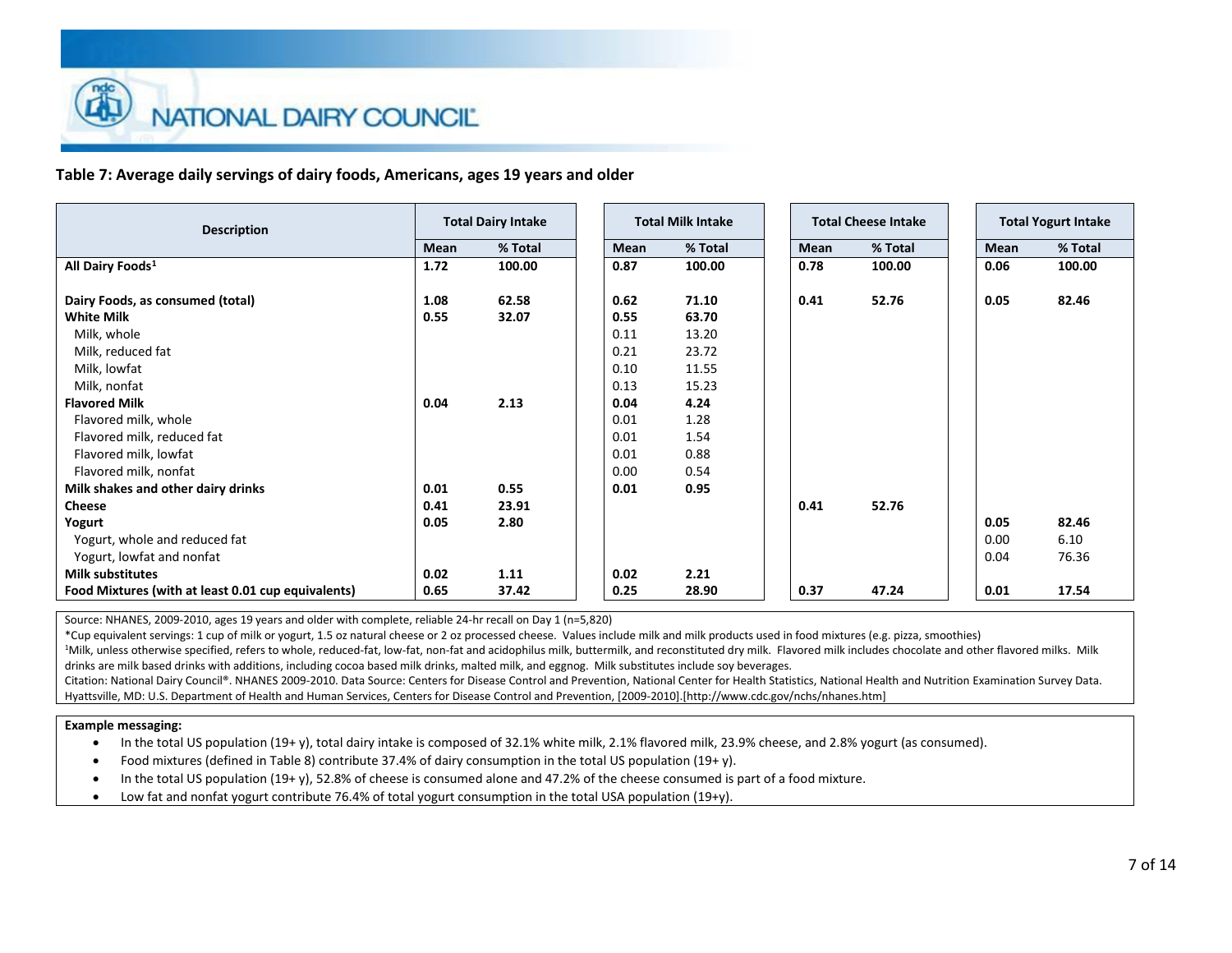NATIONAL DAIRY COUNCIL

**Table 7: Average daily servings of dairy foods, Americans, ages 19 years and older**

| Description | Total Dairy Intake | | Total Milk Intake | | Total Cheese Intake | | Total Yogurt Intake | |
|---|---|---|---|---|---|---|---|---|
| | Mean | % Total | Mean | % Total | Mean | % Total | Mean | % Total |
| **All Dairy Foods[1]** | **1.72** | **100.00** | **0.87** | **100.00** | **0.78** | **100.00** | **0.06** | **100.00** |
| **Dairy Foods, as consumed (total)** | **1.08** | **62.58** | **0.62** | **71.10** | **0.41** | **52.76** | **0.05** | **82.46** |
| **White Milk** | **0.55** | **32.07** | **0.55** | **63.70** | | | | |
| Milk, whole | | | 0.11 | 13.20 | | | | |
| Milk, reduced fat | | | 0.21 | 23.72 | | | | |
| Milk, lowfat | | | 0.10 | 11.55 | | | | |
| Milk, nonfat | | | 0.13 | 15.23 | | | | |
| **Flavored Milk** | **0.04** | **2.13** | **0.04** | **4.24** | | | | |
| Flavored milk, whole | | | 0.01 | 1.28 | | | | |
| Flavored milk, reduced fat | | | 0.01 | 1.54 | | | | |
| Flavored milk, lowfat | | | 0.01 | 0.88 | | | | |
| Flavored milk, nonfat | | | 0.00 | 0.54 | | | | |
| **Milk shakes and other dairy drinks** | **0.01** | **0.55** | **0.01** | **0.95** | | | | |
| **Cheese** | **0.41** | **23.91** | | | **0.41** | **52.76** | | |
| **Yogurt** | **0.05** | **2.80** | | | | | **0.05** | **82.46** |
| Yogurt, whole and reduced fat | | | | | | | 0.00 | 6.10 |
| Yogurt, lowfat and nonfat | | | | | | | 0.04 | 76.36 |
| **Milk substitutes** | **0.02** | **1.11** | **0.02** | **2.21** | | | | |
| **Food Mixtures (with at least 0.01 cup equivalents)** | **0.65** | **37.42** | **0.25** | **28.90** | **0.37** | **47.24** | **0.01** | **17.54** |

Source: NHANES, 2009-2010, ages 19 years and older with complete, reliable 24-hr recall on Day 1 (n=5,820)

*Cup equivalent servings: 1 cup of milk or yogurt, 1.5 oz natural cheese or 2 oz processed cheese. Values include milk and milk products used in food mixtures (e.g. pizza, smoothies)

[1]Milk, unless otherwise specified, refers to whole, reduced-fat, low-fat, non-fat and acidophilus milk, buttermilk, and reconstituted dry milk. Flavored milk includes chocolate and other flavored milks. Milk drinks are milk based drinks with additions, including cocoa based milk drinks, malted milk, and eggnog. Milk substitutes include soy beverages.

Citation: National Dairy Council®. NHANES 2009-2010. Data Source: Centers for Disease Control and Prevention, National Center for Health Statistics, National Health and Nutrition Examination Survey Data. Hyattsville, MD: U.S. Department of Health and Human Services, Centers for Disease Control and Prevention, [2009-2010].[http://www.cdc.gov/nchs/nhanes.htm]

**Example messaging:**

- In the total US population (19+ y), total dairy intake is composed of 32.1% white milk, 2.1% flavored milk, 23.9% cheese, and 2.8% yogurt (as consumed).
- Food mixtures (defined in Table 8) contribute 37.4% of dairy consumption in the total US population (19+ y).
- In the total US population (19+ y), 52.8% of cheese is consumed alone and 47.2% of the cheese consumed is part of a food mixture.
- Low fat and nonfat yogurt contribute 76.4% of total yogurt consumption in the total USA population (19+y).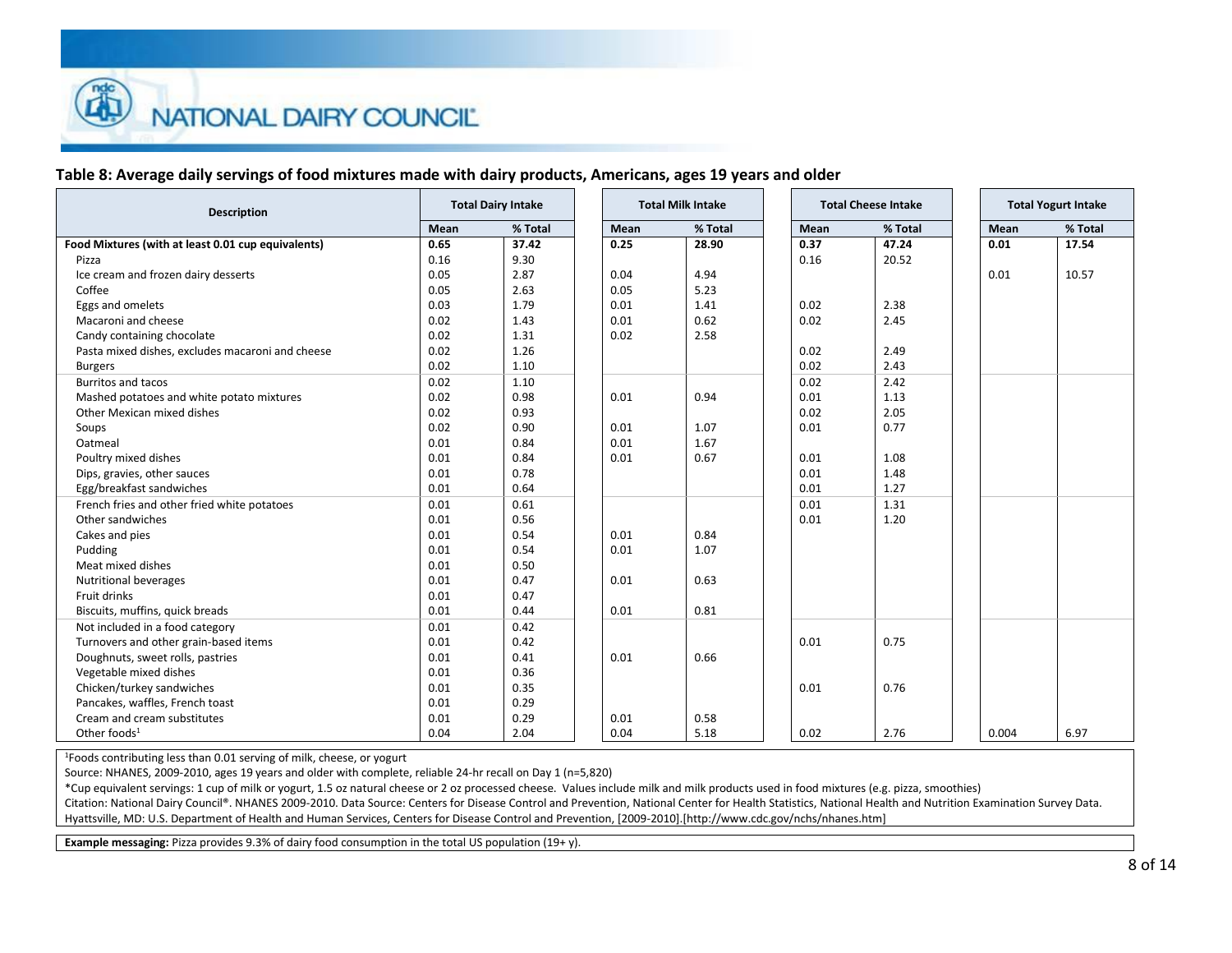### Table 8: Average daily servings of food mixtures made with dairy products, Americans, ages 19 years and older

| Description | Total Dairy Intake | | Total Milk Intake | | Total Cheese Intake | | Total Yogurt Intake | |
|---|---|---|---|---|---|---|---|---|
| | Mean | % Total | Mean | % Total | Mean | % Total | Mean | % Total |
| **Food Mixtures (with at least 0.01 cup equivalents)** | **0.65** | **37.42** | **0.25** | **28.90** | **0.37** | **47.24** | **0.01** | **17.54** |
| Pizza | 0.16 | 9.30 | | | 0.16 | 20.52 | | |
| Ice cream and frozen dairy desserts | 0.05 | 2.87 | 0.04 | 4.94 | | | 0.01 | 10.57 |
| Coffee | 0.05 | 2.63 | 0.05 | 5.23 | | | | |
| Eggs and omelets | 0.03 | 1.79 | 0.01 | 1.41 | 0.02 | 2.38 | | |
| Macaroni and cheese | 0.02 | 1.43 | 0.01 | 0.62 | 0.02 | 2.45 | | |
| Candy containing chocolate | 0.02 | 1.31 | 0.02 | 2.58 | | | | |
| Pasta mixed dishes, excludes macaroni and cheese | 0.02 | 1.26 | | | 0.02 | 2.49 | | |
| Burgers | 0.02 | 1.10 | | | 0.02 | 2.43 | | |
| Burritos and tacos | 0.02 | 1.10 | | | 0.02 | 2.42 | | |
| Mashed potatoes and white potato mixtures | 0.02 | 0.98 | 0.01 | 0.94 | 0.01 | 1.13 | | |
| Other Mexican mixed dishes | 0.02 | 0.93 | | | 0.02 | 2.05 | | |
| Soups | 0.02 | 0.90 | 0.01 | 1.07 | 0.01 | 0.77 | | |
| Oatmeal | 0.01 | 0.84 | 0.01 | 1.67 | | | | |
| Poultry mixed dishes | 0.01 | 0.84 | 0.01 | 0.67 | 0.01 | 1.08 | | |
| Dips, gravies, other sauces | 0.01 | 0.78 | | | 0.01 | 1.48 | | |
| Egg/breakfast sandwiches | 0.01 | 0.64 | | | 0.01 | 1.27 | | |
| French fries and other fried white potatoes | 0.01 | 0.61 | | | 0.01 | 1.31 | | |
| Other sandwiches | 0.01 | 0.56 | | | 0.01 | 1.20 | | |
| Cakes and pies | 0.01 | 0.54 | 0.01 | 0.84 | | | | |
| Pudding | 0.01 | 0.54 | 0.01 | 1.07 | | | | |
| Meat mixed dishes | 0.01 | 0.50 | | | | | | |
| Nutritional beverages | 0.01 | 0.47 | 0.01 | 0.63 | | | | |
| Fruit drinks | 0.01 | 0.47 | | | | | | |
| Biscuits, muffins, quick breads | 0.01 | 0.44 | 0.01 | 0.81 | | | | |
| Not included in a food category | 0.01 | 0.42 | | | | | | |
| Turnovers and other grain-based items | 0.01 | 0.42 | | | 0.01 | 0.75 | | |
| Doughnuts, sweet rolls, pastries | 0.01 | 0.41 | 0.01 | 0.66 | | | | |
| Vegetable mixed dishes | 0.01 | 0.36 | | | | | | |
| Chicken/turkey sandwiches | 0.01 | 0.35 | | | 0.01 | 0.76 | | |
| Pancakes, waffles, French toast | 0.01 | 0.29 | | | | | | |
| Cream and cream substitutes | 0.01 | 0.29 | 0.01 | 0.58 | | | | |
| Other foods[1] | 0.04 | 2.04 | 0.04 | 5.18 | 0.02 | 2.76 | 0.004 | 6.97 |

[1]Foods contributing less than 0.01 serving of milk, cheese, or yogurt

Source: NHANES, 2009-2010, ages 19 years and older with complete, reliable 24-hr recall on Day 1 (n=5,820)

*Cup equivalent servings: 1 cup of milk or yogurt, 1.5 oz natural cheese or 2 oz processed cheese. Values include milk and milk products used in food mixtures (e.g. pizza, smoothies)

Citation: National Dairy Council®. NHANES 2009-2010. Data Source: Centers for Disease Control and Prevention, National Center for Health Statistics, National Health and Nutrition Examination Survey Data. Hyattsville, MD: U.S. Department of Health and Human Services, Centers for Disease Control and Prevention, [2009-2010].[http://www.cdc.gov/nchs/nhanes.htm]

**Example messaging:** Pizza provides 9.3% of dairy food consumption in the total US population (19+ y).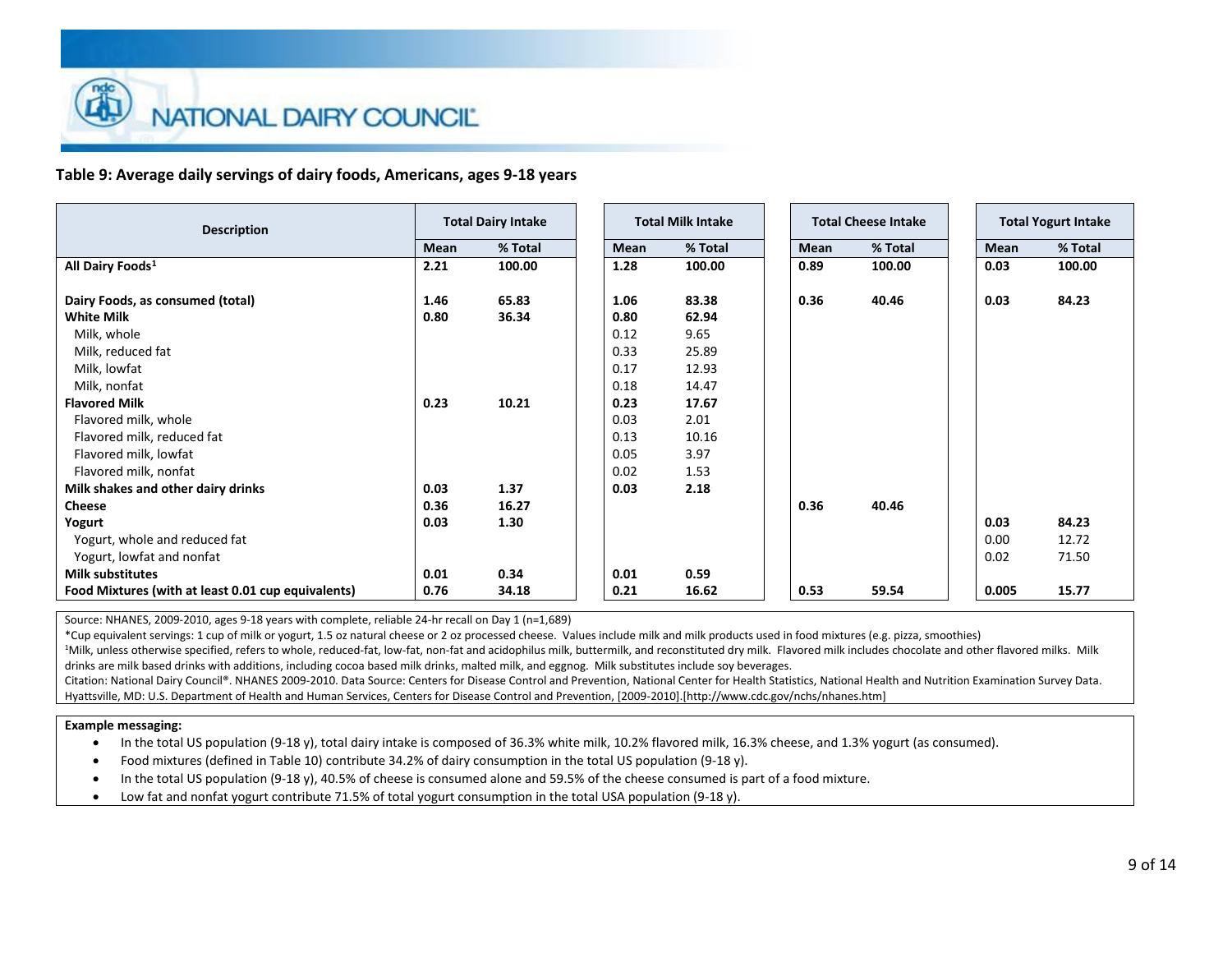NATIONAL DAIRY COUNCIL

**Table 9: Average daily servings of dairy foods, Americans, ages 9-18 years**

| Description | Total Dairy Intake | | Total Milk Intake | | Total Cheese Intake | | Total Yogurt Intake | |
|---|---|---|---|---|---|---|---|---|
| | Mean | % Total | Mean | % Total | Mean | % Total | Mean | % Total |
| **All Dairy Foods[1]** | **2.21** | **100.00** | **1.28** | **100.00** | **0.89** | **100.00** | **0.03** | **100.00** |
| | | | | | | | | |
| **Dairy Foods, as consumed (total)** | **1.46** | **65.83** | **1.06** | **83.38** | **0.36** | **40.46** | **0.03** | **84.23** |
| **White Milk** | **0.80** | **36.34** | **0.80** | **62.94** | | | | |
| Milk, whole | | | 0.12 | 9.65 | | | | |
| Milk, reduced fat | | | 0.33 | 25.89 | | | | |
| Milk, lowfat | | | 0.17 | 12.93 | | | | |
| Milk, nonfat | | | 0.18 | 14.47 | | | | |
| **Flavored Milk** | **0.23** | **10.21** | **0.23** | **17.67** | | | | |
| Flavored milk, whole | | | 0.03 | 2.01 | | | | |
| Flavored milk, reduced fat | | | 0.13 | 10.16 | | | | |
| Flavored milk, lowfat | | | 0.05 | 3.97 | | | | |
| Flavored milk, nonfat | | | 0.02 | 1.53 | | | | |
| **Milk shakes and other dairy drinks** | **0.03** | **1.37** | **0.03** | **2.18** | | | | |
| **Cheese** | **0.36** | **16.27** | | | **0.36** | **40.46** | | |
| **Yogurt** | **0.03** | **1.30** | | | | | **0.03** | **84.23** |
| Yogurt, whole and reduced fat | | | | | | | 0.00 | 12.72 |
| Yogurt, lowfat and nonfat | | | | | | | 0.02 | 71.50 |
| **Milk substitutes** | **0.01** | **0.34** | **0.01** | **0.59** | | | | |
| **Food Mixtures (with at least 0.01 cup equivalents)** | **0.76** | **34.18** | **0.21** | **16.62** | **0.53** | **59.54** | **0.005** | **15.77** |

Source: NHANES, 2009-2010, ages 9-18 years with complete, reliable 24-hr recall on Day 1 (n=1,689)

*Cup equivalent servings: 1 cup of milk or yogurt, 1.5 oz natural cheese or 2 oz processed cheese. Values include milk and milk products used in food mixtures (e.g. pizza, smoothies)

[1]Milk, unless otherwise specified, refers to whole, reduced-fat, low-fat, non-fat and acidophilus milk, buttermilk, and reconstituted dry milk. Flavored milk includes chocolate and other flavored milks. Milk drinks are milk based drinks with additions, including cocoa based milk drinks, malted milk, and eggnog. Milk substitutes include soy beverages.

Citation: National Dairy Council®. NHANES 2009-2010. Data Source: Centers for Disease Control and Prevention, National Center for Health Statistics, National Health and Nutrition Examination Survey Data. Hyattsville, MD: U.S. Department of Health and Human Services, Centers for Disease Control and Prevention, [2009-2010].[http://www.cdc.gov/nchs/nhanes.htm]

**Example messaging:**

- In the total US population (9-18 y), total dairy intake is composed of 36.3% white milk, 10.2% flavored milk, 16.3% cheese, and 1.3% yogurt (as consumed).
- Food mixtures (defined in Table 10) contribute 34.2% of dairy consumption in the total US population (9-18 y).
- In the total US population (9-18 y), 40.5% of cheese is consumed alone and 59.5% of the cheese consumed is part of a food mixture.
- Low fat and nonfat yogurt contribute 71.5% of total yogurt consumption in the total USA population (9-18 y).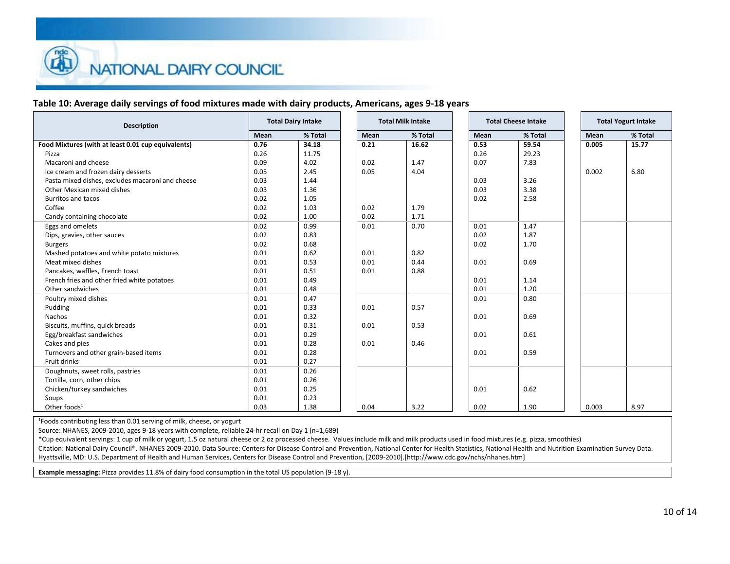NATIONAL DAIRY COUNCIL®

### Table 10: Average daily servings of food mixtures made with dairy products, Americans, ages 9-18 years

| Description | Total Dairy Intake | | Total Milk Intake | | Total Cheese Intake | | Total Yogurt Intake | |
|---|---|---|---|---|---|---|---|---|
| | Mean | % Total | Mean | % Total | Mean | % Total | Mean | % Total |
| **Food Mixtures (with at least 0.01 cup equivalents)** | **0.76** | **34.18** | **0.21** | **16.62** | **0.53** | **59.54** | **0.005** | **15.77** |
| Pizza | 0.26 | 11.75 | | | 0.26 | 29.23 | | |
| Macaroni and cheese | 0.09 | 4.02 | 0.02 | 1.47 | 0.07 | 7.83 | | |
| Ice cream and frozen dairy desserts | 0.05 | 2.45 | 0.05 | 4.04 | | | 0.002 | 6.80 |
| Pasta mixed dishes, excludes macaroni and cheese | 0.03 | 1.44 | | | 0.03 | 3.26 | | |
| Other Mexican mixed dishes | 0.03 | 1.36 | | | 0.03 | 3.38 | | |
| Burritos and tacos | 0.02 | 1.05 | | | 0.02 | 2.58 | | |
| Coffee | 0.02 | 1.03 | 0.02 | 1.79 | | | | |
| Candy containing chocolate | 0.02 | 1.00 | 0.02 | 1.71 | | | | |
| Eggs and omelets | 0.02 | 0.99 | 0.01 | 0.70 | 0.01 | 1.47 | | |
| Dips, gravies, other sauces | 0.02 | 0.83 | | | 0.02 | 1.87 | | |
| Burgers | 0.02 | 0.68 | | | 0.02 | 1.70 | | |
| Mashed potatoes and white potato mixtures | 0.01 | 0.62 | 0.01 | 0.82 | | | | |
| Meat mixed dishes | 0.01 | 0.53 | 0.01 | 0.44 | 0.01 | 0.69 | | |
| Pancakes, waffles, French toast | 0.01 | 0.51 | 0.01 | 0.88 | | | | |
| French fries and other fried white potatoes | 0.01 | 0.49 | | | 0.01 | 1.14 | | |
| Other sandwiches | 0.01 | 0.48 | | | 0.01 | 1.20 | | |
| Poultry mixed dishes | 0.01 | 0.47 | | | 0.01 | 0.80 | | |
| Pudding | 0.01 | 0.33 | 0.01 | 0.57 | | | | |
| Nachos | 0.01 | 0.32 | | | 0.01 | 0.69 | | |
| Biscuits, muffins, quick breads | 0.01 | 0.31 | 0.01 | 0.53 | | | | |
| Egg/breakfast sandwiches | 0.01 | 0.29 | | | 0.01 | 0.61 | | |
| Cakes and pies | 0.01 | 0.28 | 0.01 | 0.46 | | | | |
| Turnovers and other grain-based items | 0.01 | 0.28 | | | 0.01 | 0.59 | | |
| Fruit drinks | 0.01 | 0.27 | | | | | | |
| Doughnuts, sweet rolls, pastries | 0.01 | 0.26 | | | | | | |
| Tortilla, corn, other chips | 0.01 | 0.26 | | | | | | |
| Chicken/turkey sandwiches | 0.01 | 0.25 | | | 0.01 | 0.62 | | |
| Soups | 0.01 | 0.23 | | | | | | |
| Other foods[1] | 0.03 | 1.38 | 0.04 | 3.22 | 0.02 | 1.90 | 0.003 | 8.97 |

[1]Foods contributing less than 0.01 serving of milk, cheese, or yogurt

Source: NHANES, 2009-2010, ages 9-18 years with complete, reliable 24-hr recall on Day 1 (n=1,689)

*Cup equivalent servings: 1 cup of milk or yogurt, 1.5 oz natural cheese or 2 oz processed cheese. Values include milk and milk products used in food mixtures (e.g. pizza, smoothies)

Citation: National Dairy Council®. NHANES 2009-2010. Data Source: Centers for Disease Control and Prevention, National Center for Health Statistics, National Health and Nutrition Examination Survey Data. Hyattsville, MD: U.S. Department of Health and Human Services, Centers for Disease Control and Prevention, [2009-2010].[http://www.cdc.gov/nchs/nhanes.htm]

**Example messaging:** Pizza provides 11.8% of dairy food consumption in the total US population (9-18 y).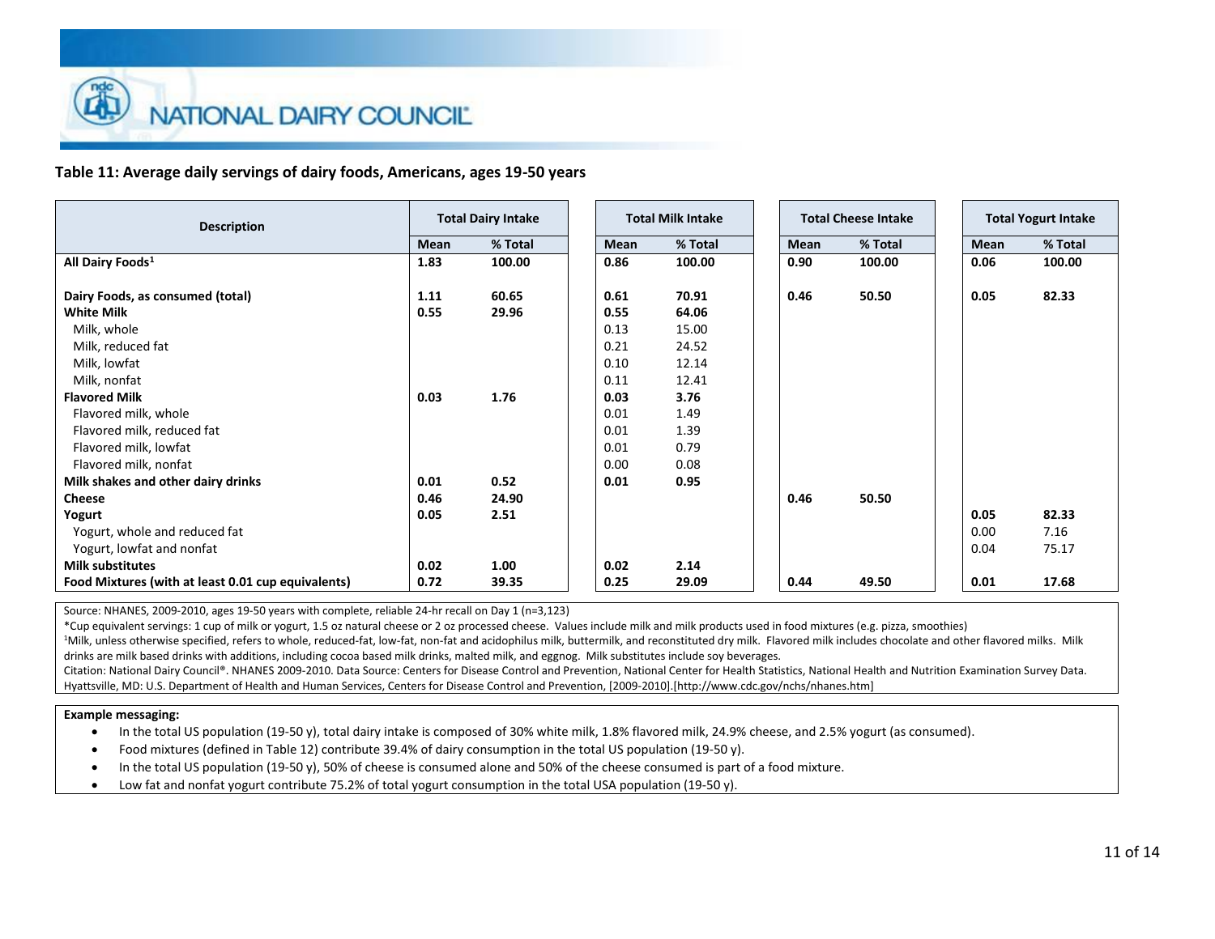NATIONAL DAIRY COUNCIL

**Table 11: Average daily servings of dairy foods, Americans, ages 19-50 years**

| Description | Total Dairy Intake | | Total Milk Intake | | Total Cheese Intake | | Total Yogurt Intake | |
|---|---|---|---|---|---|---|---|---|
| | Mean | % Total | Mean | % Total | Mean | % Total | Mean | % Total |
| **All Dairy Foods[1]** | **1.83** | **100.00** | **0.86** | **100.00** | **0.90** | **100.00** | **0.06** | **100.00** |
| | | | | | | | | |
| **Dairy Foods, as consumed (total)** | **1.11** | **60.65** | **0.61** | **70.91** | **0.46** | **50.50** | **0.05** | **82.33** |
| **White Milk** | **0.55** | **29.96** | **0.55** | **64.06** | | | | |
| Milk, whole | | | 0.13 | 15.00 | | | | |
| Milk, reduced fat | | | 0.21 | 24.52 | | | | |
| Milk, lowfat | | | 0.10 | 12.14 | | | | |
| Milk, nonfat | | | 0.11 | 12.41 | | | | |
| **Flavored Milk** | **0.03** | **1.76** | **0.03** | **3.76** | | | | |
| Flavored milk, whole | | | 0.01 | 1.49 | | | | |
| Flavored milk, reduced fat | | | 0.01 | 1.39 | | | | |
| Flavored milk, lowfat | | | 0.01 | 0.79 | | | | |
| Flavored milk, nonfat | | | 0.00 | 0.08 | | | | |
| **Milk shakes and other dairy drinks** | **0.01** | **0.52** | **0.01** | **0.95** | | | | |
| **Cheese** | **0.46** | **24.90** | | | **0.46** | **50.50** | | |
| **Yogurt** | **0.05** | **2.51** | | | | | **0.05** | **82.33** |
| Yogurt, whole and reduced fat | | | | | | | 0.00 | 7.16 |
| Yogurt, lowfat and nonfat | | | | | | | 0.04 | 75.17 |
| **Milk substitutes** | **0.02** | **1.00** | **0.02** | **2.14** | | | | |
| **Food Mixtures (with at least 0.01 cup equivalents)** | **0.72** | **39.35** | **0.25** | **29.09** | **0.44** | **49.50** | **0.01** | **17.68** |

Source: NHANES, 2009-2010, ages 19-50 years with complete, reliable 24-hr recall on Day 1 (n=3,123)

*Cup equivalent servings: 1 cup of milk or yogurt, 1.5 oz natural cheese or 2 oz processed cheese. Values include milk and milk products used in food mixtures (e.g. pizza, smoothies)

[1]Milk, unless otherwise specified, refers to whole, reduced-fat, low-fat, non-fat and acidophilus milk, buttermilk, and reconstituted dry milk. Flavored milk includes chocolate and other flavored milks. Milk drinks are milk based drinks with additions, including cocoa based milk drinks, malted milk, and eggnog. Milk substitutes include soy beverages.

Citation: National Dairy Council®. NHANES 2009-2010. Data Source: Centers for Disease Control and Prevention, National Center for Health Statistics, National Health and Nutrition Examination Survey Data. Hyattsville, MD: U.S. Department of Health and Human Services, Centers for Disease Control and Prevention, [2009-2010].[http://www.cdc.gov/nchs/nhanes.htm]

**Example messaging:**

- In the total US population (19-50 y), total dairy intake is composed of 30% white milk, 1.8% flavored milk, 24.9% cheese, and 2.5% yogurt (as consumed).
- Food mixtures (defined in Table 12) contribute 39.4% of dairy consumption in the total US population (19-50 y).
- In the total US population (19-50 y), 50% of cheese is consumed alone and 50% of the cheese consumed is part of a food mixture.
- Low fat and nonfat yogurt contribute 75.2% of total yogurt consumption in the total USA population (19-50 y).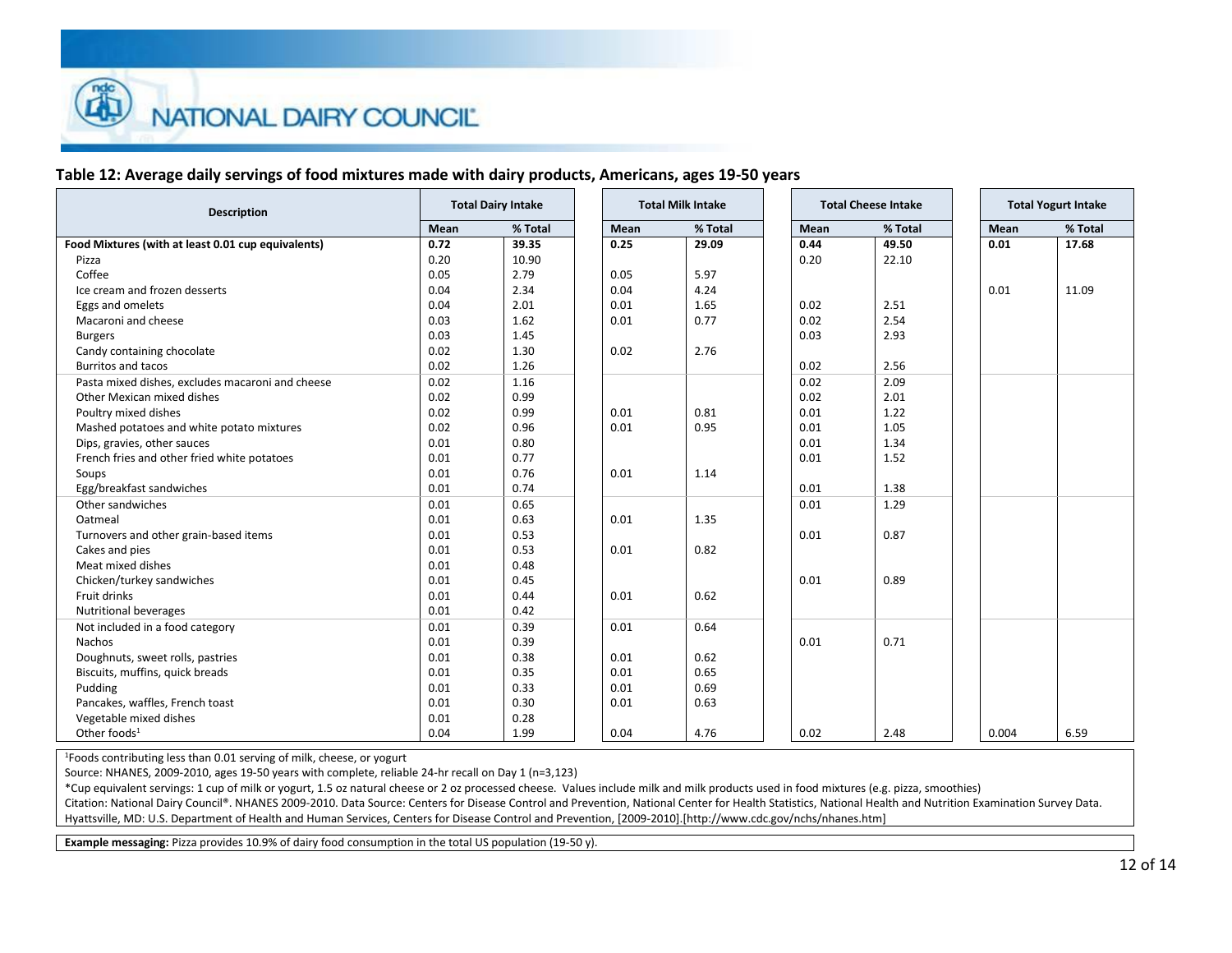NATIONAL DAIRY COUNCIL

## Table 12: Average daily servings of food mixtures made with dairy products, Americans, ages 19-50 years

| Description | Total Dairy Intake | | Total Milk Intake | | Total Cheese Intake | | Total Yogurt Intake | |
|---|---|---|---|---|---|---|---|---|
| | Mean | % Total | Mean | % Total | Mean | % Total | Mean | % Total |
| **Food Mixtures (with at least 0.01 cup equivalents)** | **0.72** | **39.35** | **0.25** | **29.09** | **0.44** | **49.50** | **0.01** | **17.68** |
| Pizza | 0.20 | 10.90 | | | 0.20 | 22.10 | | |
| Coffee | 0.05 | 2.79 | 0.05 | 5.97 | | | | |
| Ice cream and frozen desserts | 0.04 | 2.34 | 0.04 | 4.24 | | | 0.01 | 11.09 |
| Eggs and omelets | 0.04 | 2.01 | 0.01 | 1.65 | 0.02 | 2.51 | | |
| Macaroni and cheese | 0.03 | 1.62 | 0.01 | 0.77 | 0.02 | 2.54 | | |
| Burgers | 0.03 | 1.45 | | | 0.03 | 2.93 | | |
| Candy containing chocolate | 0.02 | 1.30 | 0.02 | 2.76 | | | | |
| Burritos and tacos | 0.02 | 1.26 | | | 0.02 | 2.56 | | |
| Pasta mixed dishes, excludes macaroni and cheese | 0.02 | 1.16 | | | 0.02 | 2.09 | | |
| Other Mexican mixed dishes | 0.02 | 0.99 | | | 0.02 | 2.01 | | |
| Poultry mixed dishes | 0.02 | 0.99 | 0.01 | 0.81 | 0.01 | 1.22 | | |
| Mashed potatoes and white potato mixtures | 0.02 | 0.96 | 0.01 | 0.95 | 0.01 | 1.05 | | |
| Dips, gravies, other sauces | 0.01 | 0.80 | | | 0.01 | 1.34 | | |
| French fries and other fried white potatoes | 0.01 | 0.77 | | | 0.01 | 1.52 | | |
| Soups | 0.01 | 0.76 | 0.01 | 1.14 | | | | |
| Egg/breakfast sandwiches | 0.01 | 0.74 | | | 0.01 | 1.38 | | |
| Other sandwiches | 0.01 | 0.65 | | | 0.01 | 1.29 | | |
| Oatmeal | 0.01 | 0.63 | 0.01 | 1.35 | | | | |
| Turnovers and other grain-based items | 0.01 | 0.53 | | | 0.01 | 0.87 | | |
| Cakes and pies | 0.01 | 0.53 | 0.01 | 0.82 | | | | |
| Meat mixed dishes | 0.01 | 0.48 | | | | | | |
| Chicken/turkey sandwiches | 0.01 | 0.45 | | | 0.01 | 0.89 | | |
| Fruit drinks | 0.01 | 0.44 | 0.01 | 0.62 | | | | |
| Nutritional beverages | 0.01 | 0.42 | | | | | | |
| Not included in a food category | 0.01 | 0.39 | 0.01 | 0.64 | | | | |
| Nachos | 0.01 | 0.39 | | | 0.01 | 0.71 | | |
| Doughnuts, sweet rolls, pastries | 0.01 | 0.38 | 0.01 | 0.62 | | | | |
| Biscuits, muffins, quick breads | 0.01 | 0.35 | 0.01 | 0.65 | | | | |
| Pudding | 0.01 | 0.33 | 0.01 | 0.69 | | | | |
| Pancakes, waffles, French toast | 0.01 | 0.30 | 0.01 | 0.63 | | | | |
| Vegetable mixed dishes | 0.01 | 0.28 | | | | | | |
| Other foods[1] | 0.04 | 1.99 | 0.04 | 4.76 | 0.02 | 2.48 | 0.004 | 6.59 |

[1]Foods contributing less than 0.01 serving of milk, cheese, or yogurt

Source: NHANES, 2009-2010, ages 19-50 years with complete, reliable 24-hr recall on Day 1 (n=3,123)

*Cup equivalent servings: 1 cup of milk or yogurt, 1.5 oz natural cheese or 2 oz processed cheese. Values include milk and milk products used in food mixtures (e.g. pizza, smoothies)

Citation: National Dairy Council®. NHANES 2009-2010. Data Source: Centers for Disease Control and Prevention, National Center for Health Statistics, National Health and Nutrition Examination Survey Data. Hyattsville, MD: U.S. Department of Health and Human Services, Centers for Disease Control and Prevention, [2009-2010].[http://www.cdc.gov/nchs/nhanes.htm]

**Example messaging:** Pizza provides 10.9% of dairy food consumption in the total US population (19-50 y).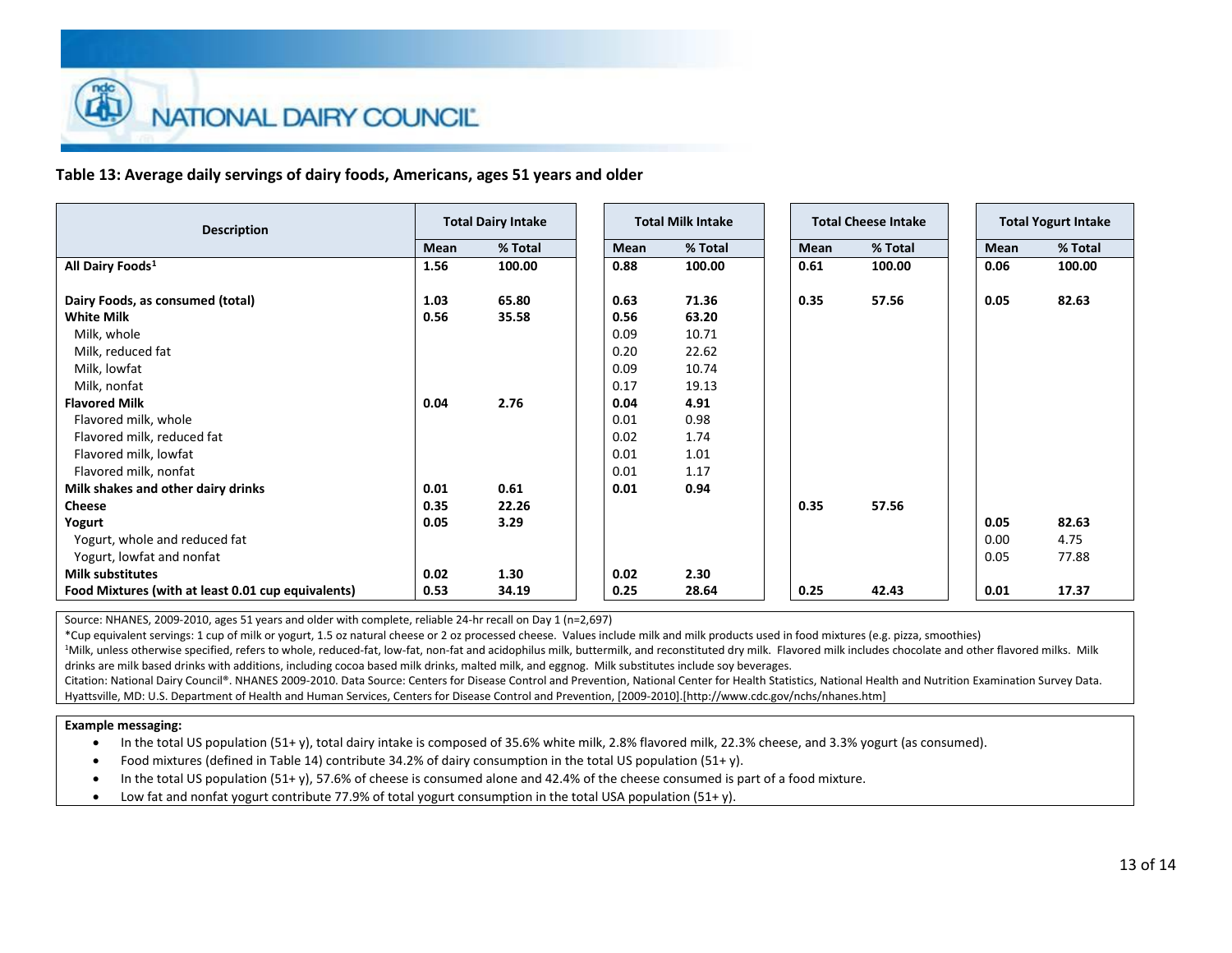NATIONAL DAIRY COUNCIL

**Table 13: Average daily servings of dairy foods, Americans, ages 51 years and older**

| Description | Total Dairy Intake | | Total Milk Intake | | Total Cheese Intake | | Total Yogurt Intake | |
|---|---|---|---|---|---|---|---|---|
| | Mean | % Total | Mean | % Total | Mean | % Total | Mean | % Total |
| **All Dairy Foods[1]** | **1.56** | **100.00** | **0.88** | **100.00** | **0.61** | **100.00** | **0.06** | **100.00** |
| **Dairy Foods, as consumed (total)** | **1.03** | **65.80** | **0.63** | **71.36** | **0.35** | **57.56** | **0.05** | **82.63** |
| **White Milk** | **0.56** | **35.58** | **0.56** | **63.20** | | | | |
| Milk, whole | | | 0.09 | 10.71 | | | | |
| Milk, reduced fat | | | 0.20 | 22.62 | | | | |
| Milk, lowfat | | | 0.09 | 10.74 | | | | |
| Milk, nonfat | | | 0.17 | 19.13 | | | | |
| **Flavored Milk** | **0.04** | **2.76** | **0.04** | **4.91** | | | | |
| Flavored milk, whole | | | 0.01 | 0.98 | | | | |
| Flavored milk, reduced fat | | | 0.02 | 1.74 | | | | |
| Flavored milk, lowfat | | | 0.01 | 1.01 | | | | |
| Flavored milk, nonfat | | | 0.01 | 1.17 | | | | |
| **Milk shakes and other dairy drinks** | **0.01** | **0.61** | **0.01** | **0.94** | | | | |
| **Cheese** | **0.35** | **22.26** | | | **0.35** | **57.56** | | |
| **Yogurt** | **0.05** | **3.29** | | | | | **0.05** | **82.63** |
| Yogurt, whole and reduced fat | | | | | | | 0.00 | 4.75 |
| Yogurt, lowfat and nonfat | | | | | | | 0.05 | 77.88 |
| **Milk substitutes** | **0.02** | **1.30** | **0.02** | **2.30** | | | | |
| **Food Mixtures (with at least 0.01 cup equivalents)** | **0.53** | **34.19** | **0.25** | **28.64** | **0.25** | **42.43** | **0.01** | **17.37** |

Source: NHANES, 2009-2010, ages 51 years and older with complete, reliable 24-hr recall on Day 1 (n=2,697)

*Cup equivalent servings: 1 cup of milk or yogurt, 1.5 oz natural cheese or 2 oz processed cheese. Values include milk and milk products used in food mixtures (e.g. pizza, smoothies)

[1]Milk, unless otherwise specified, refers to whole, reduced-fat, low-fat, non-fat and acidophilus milk, buttermilk, and reconstituted dry milk. Flavored milk includes chocolate and other flavored milks. Milk drinks are milk based drinks with additions, including cocoa based milk drinks, malted milk, and eggnog. Milk substitutes include soy beverages.

Citation: National Dairy Council®. NHANES 2009-2010. Data Source: Centers for Disease Control and Prevention, National Center for Health Statistics, National Health and Nutrition Examination Survey Data. Hyattsville, MD: U.S. Department of Health and Human Services, Centers for Disease Control and Prevention, [2009-2010].[http://www.cdc.gov/nchs/nhanes.htm]

**Example messaging:**

- In the total US population (51+ y), total dairy intake is composed of 35.6% white milk, 2.8% flavored milk, 22.3% cheese, and 3.3% yogurt (as consumed).
- Food mixtures (defined in Table 14) contribute 34.2% of dairy consumption in the total US population (51+ y).
- In the total US population (51+ y), 57.6% of cheese is consumed alone and 42.4% of the cheese consumed is part of a food mixture.
- Low fat and nonfat yogurt contribute 77.9% of total yogurt consumption in the total USA population (51+ y).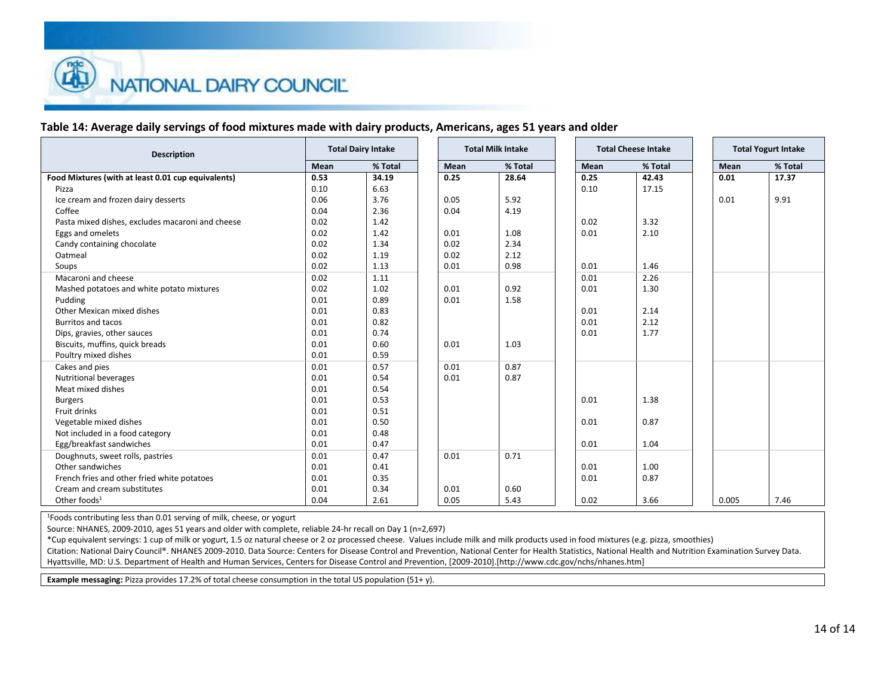### Table 14: Average daily servings of food mixtures made with dairy products, Americans, ages 51 years and older

| Description | Total Dairy Intake | | Total Milk Intake | | Total Cheese Intake | | Total Yogurt Intake | |
|---|---|---|---|---|---|---|---|---|
| | Mean | % Total | Mean | % Total | Mean | % Total | Mean | % Total |
| **Food Mixtures (with at least 0.01 cup equivalents)** | **0.53** | **34.19** | **0.25** | **28.64** | **0.25** | **42.43** | **0.01** | **17.37** |
| Pizza | 0.10 | 6.63 | | | 0.10 | 17.15 | | |
| Ice cream and frozen dairy desserts | 0.06 | 3.76 | 0.05 | 5.92 | | | 0.01 | 9.91 |
| Coffee | 0.04 | 2.36 | 0.04 | 4.19 | | | | |
| Pasta mixed dishes, excludes macaroni and cheese | 0.02 | 1.42 | | | 0.02 | 3.32 | | |
| Eggs and omelets | 0.02 | 1.42 | 0.01 | 1.08 | 0.01 | 2.10 | | |
| Candy containing chocolate | 0.02 | 1.34 | 0.02 | 2.34 | | | | |
| Oatmeal | 0.02 | 1.19 | 0.02 | 2.12 | | | | |
| Soups | 0.02 | 1.13 | 0.01 | 0.98 | 0.01 | 1.46 | | |
| Macaroni and cheese | 0.02 | 1.11 | | | 0.01 | 2.26 | | |
| Mashed potatoes and white potato mixtures | 0.02 | 1.02 | 0.01 | 0.92 | 0.01 | 1.30 | | |
| Pudding | 0.01 | 0.89 | 0.01 | 1.58 | | | | |
| Other Mexican mixed dishes | 0.01 | 0.83 | | | 0.01 | 2.14 | | |
| Burritos and tacos | 0.01 | 0.82 | | | 0.01 | 2.12 | | |
| Dips, gravies, other sauces | 0.01 | 0.74 | | | 0.01 | 1.77 | | |
| Biscuits, muffins, quick breads | 0.01 | 0.60 | 0.01 | 1.03 | | | | |
| Poultry mixed dishes | 0.01 | 0.59 | | | | | | |
| Cakes and pies | 0.01 | 0.57 | 0.01 | 0.87 | | | | |
| Nutritional beverages | 0.01 | 0.54 | 0.01 | 0.87 | | | | |
| Meat mixed dishes | 0.01 | 0.54 | | | | | | |
| Burgers | 0.01 | 0.53 | | | 0.01 | 1.38 | | |
| Fruit drinks | 0.01 | 0.51 | | | | | | |
| Vegetable mixed dishes | 0.01 | 0.50 | | | 0.01 | 0.87 | | |
| Not included in a food category | 0.01 | 0.48 | | | | | | |
| Egg/breakfast sandwiches | 0.01 | 0.47 | | | 0.01 | 1.04 | | |
| Doughnuts, sweet rolls, pastries | 0.01 | 0.47 | 0.01 | 0.71 | | | | |
| Other sandwiches | 0.01 | 0.41 | | | 0.01 | 1.00 | | |
| French fries and other fried white potatoes | 0.01 | 0.35 | | | 0.01 | 0.87 | | |
| Cream and cream substitutes | 0.01 | 0.34 | 0.01 | 0.60 | | | | |
| Other foods[1] | 0.04 | 2.61 | 0.05 | 5.43 | 0.02 | 3.66 | 0.005 | 7.46 |

[1]Foods contributing less than 0.01 serving of milk, cheese, or yogurt

Source: NHANES, 2009-2010, ages 51 years and older with complete, reliable 24-hr recall on Day 1 (n=2,697)

*Cup equivalent servings: 1 cup of milk or yogurt, 1.5 oz natural cheese or 2 oz processed cheese. Values include milk and milk products used in food mixtures (e.g. pizza, smoothies)

Citation: National Dairy Council®. NHANES 2009-2010. Data Source: Centers for Disease Control and Prevention, National Center for Health Statistics, National Health and Nutrition Examination Survey Data. Hyattsville, MD: U.S. Department of Health and Human Services, Centers for Disease Control and Prevention, [2009-2010].[http://www.cdc.gov/nchs/nhanes.htm]

**Example messaging:** Pizza provides 17.2% of total cheese consumption in the total US population (51+ y).